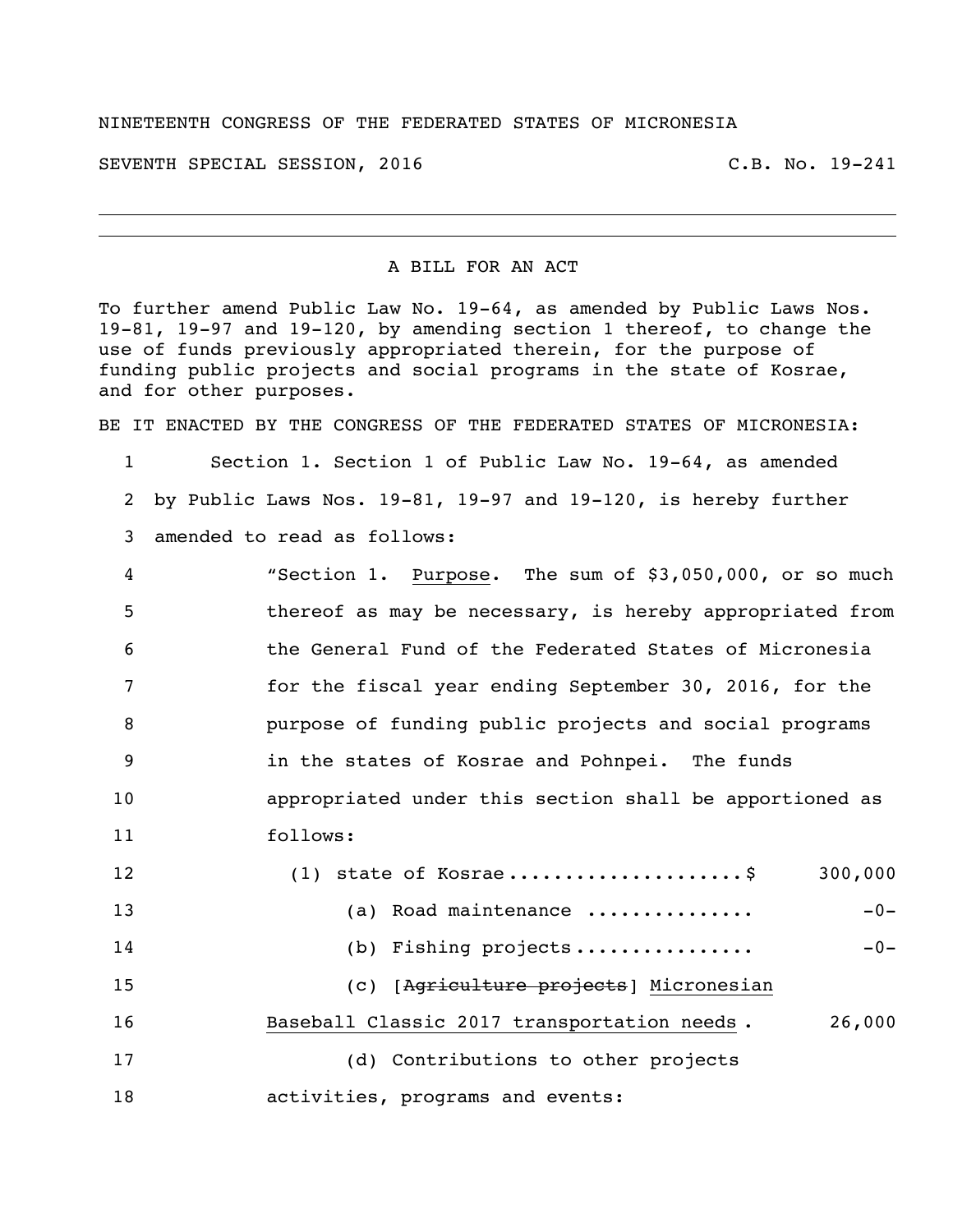NINETEENTH CONGRESS OF THE FEDERATED STATES OF MICRONESIA

SEVENTH SPECIAL SESSION, 2016 C.B. No. 19-241

---

A BILL FOR AN ACT

To further amend Public Law No. 19-64, as amended by Public Laws Nos. 19-81, 19-97 and 19-120, by amending section 1 thereof, to change the use of funds previously appropriated therein, for the purpose of funding public projects and social programs in the state of Kosrae, and for other purposes.

BE IT ENACTED BY THE CONGRESS OF THE FEDERATED STATES OF MICRONESIA:

1 Section 1. Section 1 of Public Law No. 19-64, as amended
2 by Public Laws Nos. 19-81, 19-97 and 19-120, is hereby further
3 amended to read as follows:

4 "Section 1. <u>Purpose</u>. The sum of $3,050,000, or so much
5 thereof as may be necessary, is hereby appropriated from
6 the General Fund of the Federated States of Micronesia
7 for the fiscal year ending September 30, 2016, for the
8 purpose of funding public projects and social programs
9 in the states of Kosrae and Pohnpei. The funds
10 appropriated under this section shall be apportioned as
11 follows:

12 (1) state of Kosrae .................... $ 300,000
13 (a) Road maintenance .............. -0-
14 (b) Fishing projects ............... -0-
15 (c) [~~Agriculture projects~~] <u>Micronesian</u>
16 <u>Baseball Classic 2017 transportation needs</u> . 26,000
17 (d) Contributions to other projects
18 activities, programs and events: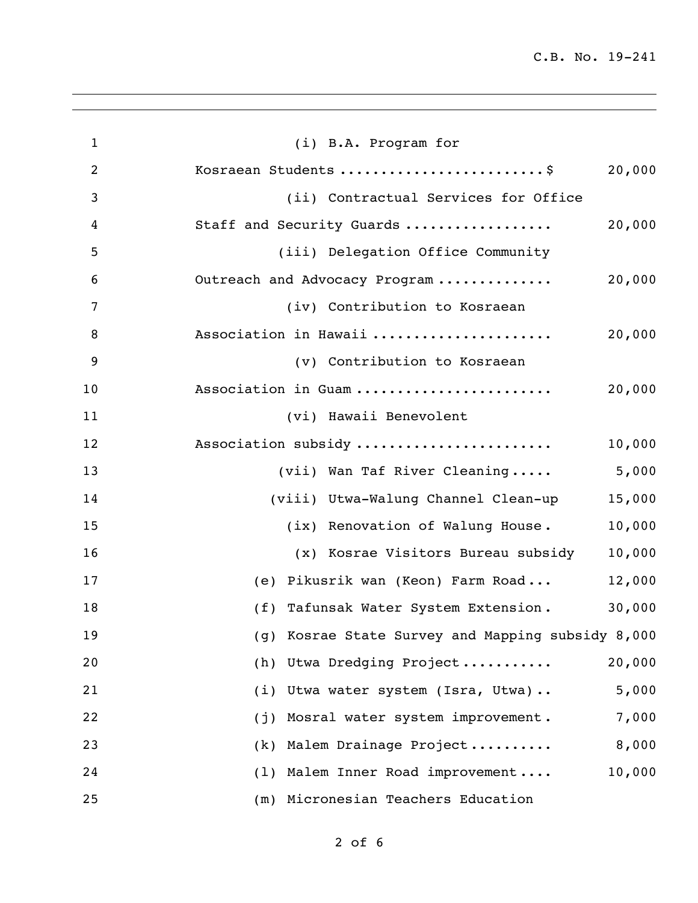(i) B.A. Program for Kosraean Students ........................$ 20,000

(ii) Contractual Services for Office Staff and Security Guards .................. 20,000

(iii) Delegation Office Community Outreach and Advocacy Program ............. 20,000

(iv) Contribution to Kosraean Association in Hawaii ...................... 20,000

(v) Contribution to Kosraean Association in Guam ....................... 20,000

(vi) Hawaii Benevolent Association subsidy ....................... 10,000

(vii) Wan Taf River Cleaning..... 5,000

(viii) Utwa-Walung Channel Clean-up 15,000

(ix) Renovation of Walung House. 10,000

(x) Kosrae Visitors Bureau subsidy 10,000

(e) Pikusrik wan (Keon) Farm Road... 12,000

(f) Tafunsak Water System Extension. 30,000

(g) Kosrae State Survey and Mapping subsidy 8,000

(h) Utwa Dredging Project........... 20,000

(i) Utwa water system (Isra, Utwa).. 5,000

(j) Mosral water system improvement. 7,000

(k) Malem Drainage Project.......... 8,000

(l) Malem Inner Road improvement.... 10,000

(m) Micronesian Teachers Education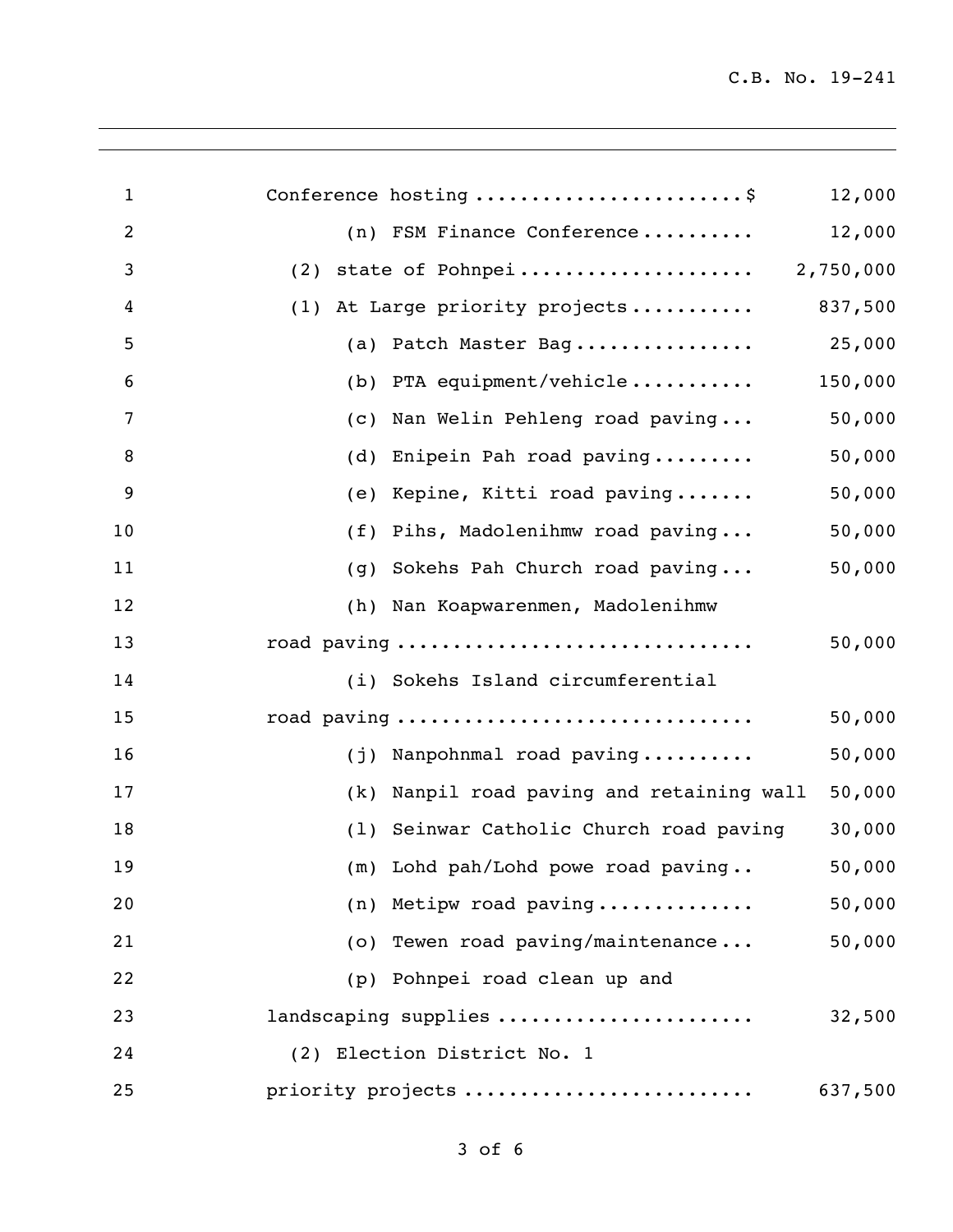| | |
|---|---|
| Conference hosting ........................$ | 12,000 |
| (n) FSM Finance Conference .......... | 12,000 |
| (2) state of Pohnpei .................... | 2,750,000 |
| (1) At Large priority projects ........... | 837,500 |
| (a) Patch Master Bag ................ | 25,000 |
| (b) PTA equipment/vehicle ........... | 150,000 |
| (c) Nan Welin Pehleng road paving ... | 50,000 |
| (d) Enipein Pah road paving ......... | 50,000 |
| (e) Kepine, Kitti road paving ....... | 50,000 |
| (f) Pihs, Madolenihmw road paving ... | 50,000 |
| (g) Sokehs Pah Church road paving ... | 50,000 |
| (h) Nan Koapwarenmen, Madolenihmw road paving ............................... | 50,000 |
| (i) Sokehs Island circumferential road paving ............................... | 50,000 |
| (j) Nanpohnmal road paving .......... | 50,000 |
| (k) Nanpil road paving and retaining wall | 50,000 |
| (l) Seinwar Catholic Church road paving | 30,000 |
| (m) Lohd pah/Lohd powe road paving .. | 50,000 |
| (n) Metipw road paving .............. | 50,000 |
| (o) Tewen road paving/maintenance ... | 50,000 |
| (p) Pohnpei road clean up and landscaping supplies ...................... | 32,500 |
| (2) Election District No. 1 priority projects ......................... | 637,500 |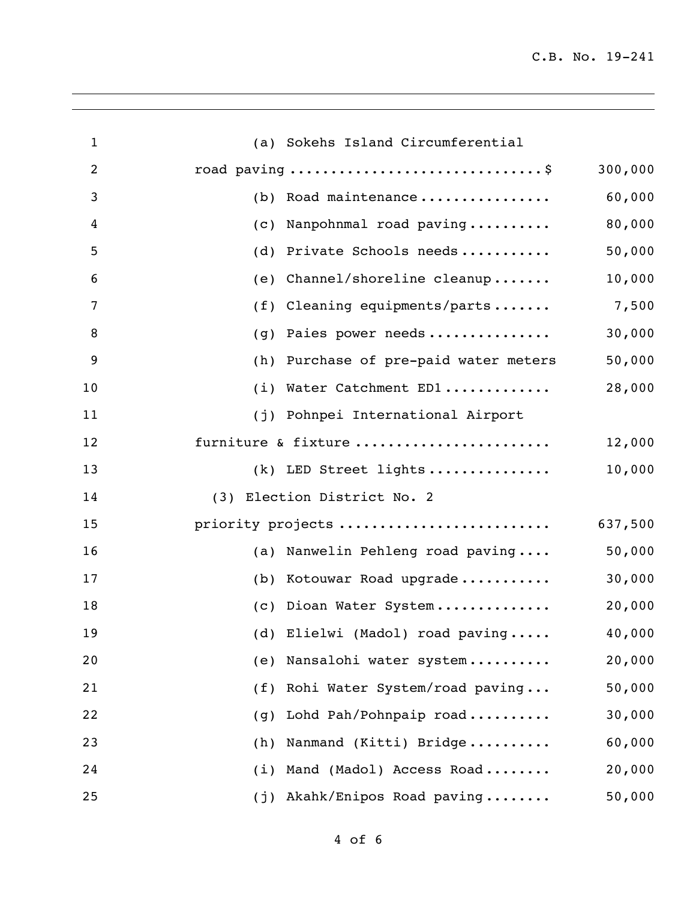(a) Sokehs Island Circumferential road paving ..............................$ 300,000

(b) Road maintenance ................ 60,000

(c) Nanpohnmal road paving .......... 80,000

(d) Private Schools needs ........... 50,000

(e) Channel/shoreline cleanup ....... 10,000

(f) Cleaning equipments/parts ....... 7,500

(g) Paies power needs ............... 30,000

(h) Purchase of pre-paid water meters 50,000

(i) Water Catchment ED1 ............ 28,000

(j) Pohnpei International Airport furniture & fixture ....................... 12,000

(k) LED Street lights ............... 10,000

(3) Election District No. 2 priority projects ......................... 637,500

(a) Nanwelin Pehleng road paving .... 50,000

(b) Kotouwar Road upgrade ........... 30,000

(c) Dioan Water System .............. 20,000

(d) Elielwi (Madol) road paving ..... 40,000

(e) Nansalohi water system .......... 20,000

(f) Rohi Water System/road paving ... 50,000

(g) Lohd Pah/Pohnpaip road .......... 30,000

(h) Nanmand (Kitti) Bridge .......... 60,000

(i) Mand (Madol) Access Road ........ 20,000

(j) Akahk/Enipos Road paving ........ 50,000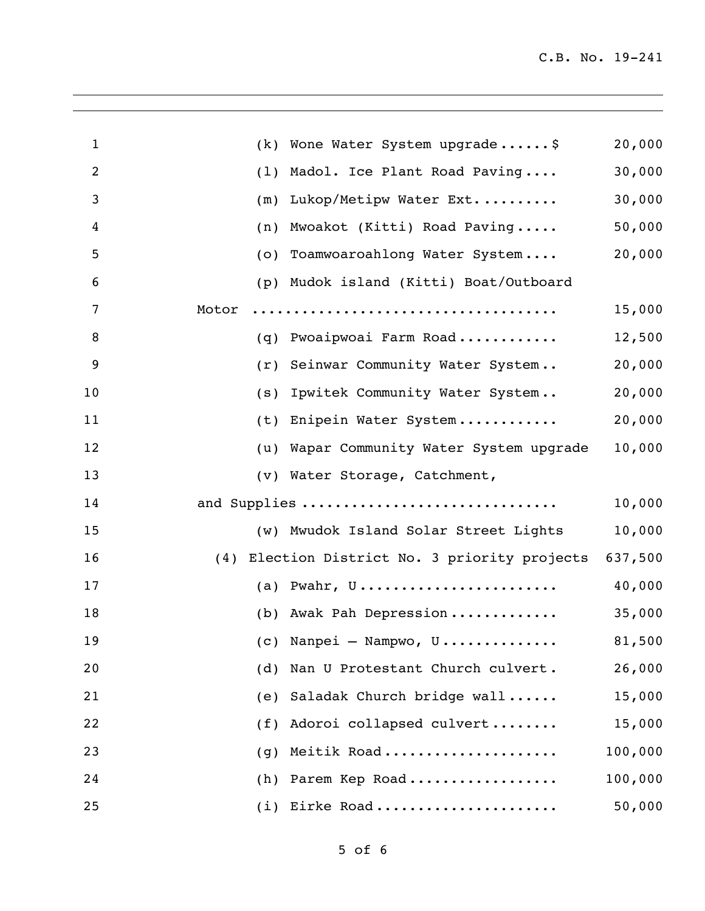(k) Wone Water System upgrade......$ 20,000

(l) Madol. Ice Plant Road Paving.... 30,000

(m) Lukop/Metipw Water Ext.......... 30,000

(n) Mwoakot (Kitti) Road Paving..... 50,000

(o) Toamwoaroahlong Water System.... 20,000

(p) Mudok island (Kitti) Boat/Outboard Motor .................................. 15,000

(q) Pwoaipwoai Farm Road............ 12,500

(r) Seinwar Community Water System.. 20,000

(s) Ipwitek Community Water System.. 20,000

(t) Enipein Water System............ 20,000

(u) Wapar Community Water System upgrade 10,000

(v) Water Storage, Catchment, and Supplies ............................. 10,000

(w) Mwudok Island Solar Street Lights 10,000

(4) Election District No. 3 priority projects 637,500

(a) Pwahr, U....................... 40,000

(b) Awak Pah Depression............. 35,000

(c) Nanpei – Nampwo, U.............. 81,500

(d) Nan U Protestant Church culvert. 26,000

(e) Saladak Church bridge wall...... 15,000

(f) Adoroi collapsed culvert........ 15,000

(g) Meitik Road.................... 100,000

(h) Parem Kep Road................. 100,000

(i) Eirke Road..................... 50,000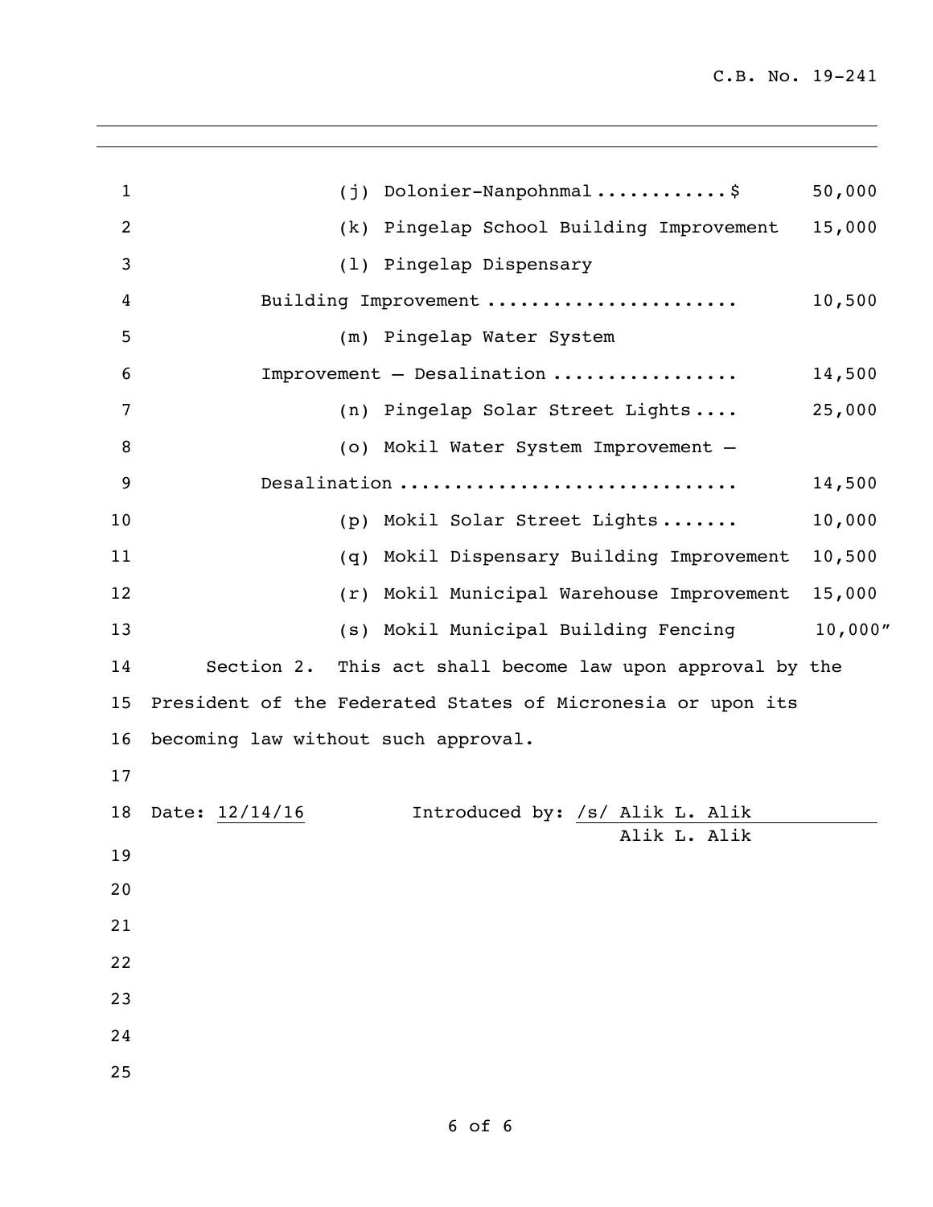(j) Dolonier-Nanpohnmal............$ 50,000

(k) Pingelap School Building Improvement 15,000

(l) Pingelap Dispensary Building Improvement...................... 10,500

(m) Pingelap Water System Improvement – Desalination................ 14,500

(n) Pingelap Solar Street Lights.... 25,000

(o) Mokil Water System Improvement – Desalination............................ 14,500

(p) Mokil Solar Street Lights....... 10,000

(q) Mokil Dispensary Building Improvement 10,500

(r) Mokil Municipal Warehouse Improvement 15,000

(s) Mokil Municipal Building Fencing 10,000"

Section 2. This act shall become law upon approval by the President of the Federated States of Micronesia or upon its becoming law without such approval.

Date: 12/14/16 Introduced by: /s/ Alik L. Alik

Alik L. Alik